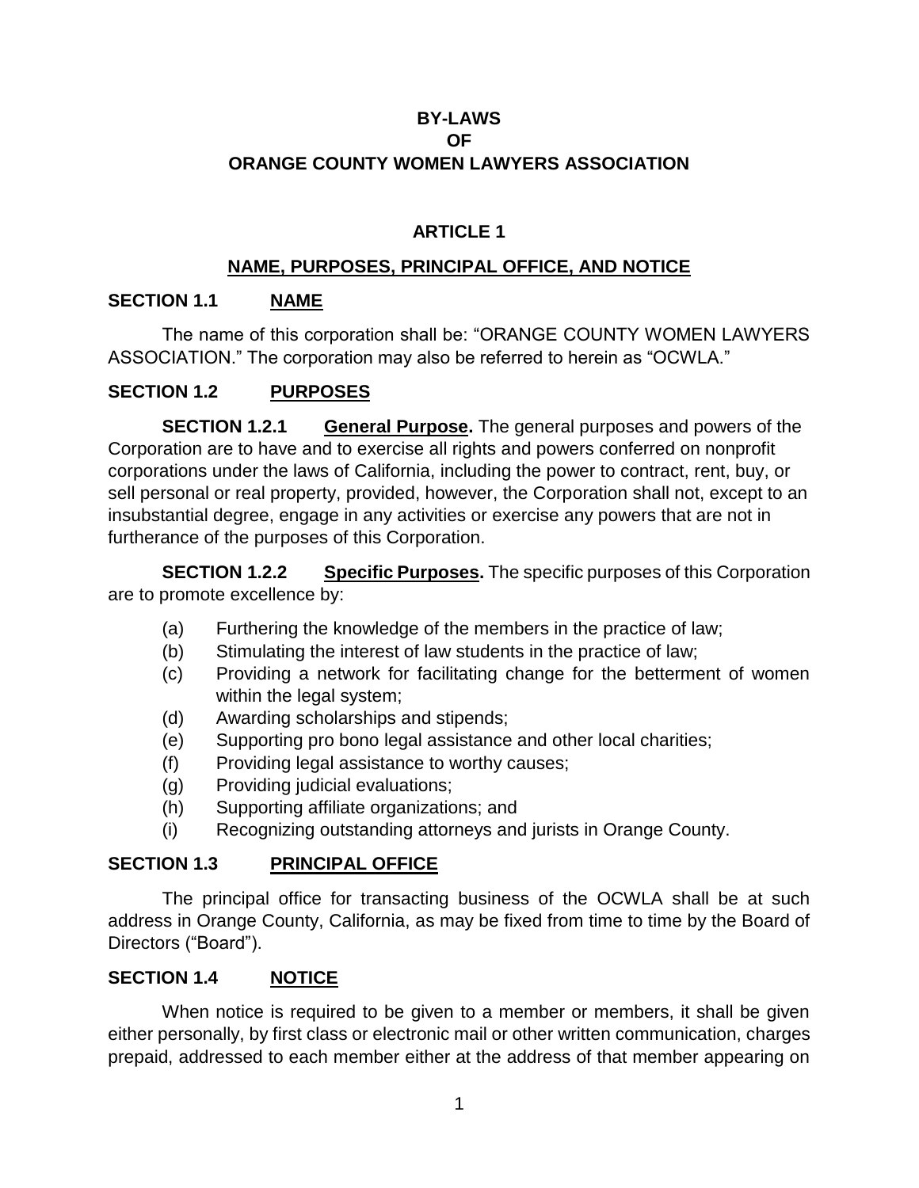# BY-LAWS
# OF
# ORANGE COUNTY WOMEN LAWYERS ASSOCIATION

## ARTICLE 1

## NAME, PURPOSES, PRINCIPAL OFFICE, AND NOTICE

### SECTION 1.1 NAME

The name of this corporation shall be: "ORANGE COUNTY WOMEN LAWYERS ASSOCIATION." The corporation may also be referred to herein as "OCWLA."

### SECTION 1.2 PURPOSES

**SECTION 1.2.1 General Purpose.** The general purposes and powers of the Corporation are to have and to exercise all rights and powers conferred on nonprofit corporations under the laws of California, including the power to contract, rent, buy, or sell personal or real property, provided, however, the Corporation shall not, except to an insubstantial degree, engage in any activities or exercise any powers that are not in furtherance of the purposes of this Corporation.

**SECTION 1.2.2 Specific Purposes.** The specific purposes of this Corporation are to promote excellence by:

(a) Furthering the knowledge of the members in the practice of law;
(b) Stimulating the interest of law students in the practice of law;
(c) Providing a network for facilitating change for the betterment of women within the legal system;
(d) Awarding scholarships and stipends;
(e) Supporting pro bono legal assistance and other local charities;
(f) Providing legal assistance to worthy causes;
(g) Providing judicial evaluations;
(h) Supporting affiliate organizations; and
(i) Recognizing outstanding attorneys and jurists in Orange County.

### SECTION 1.3 PRINCIPAL OFFICE

The principal office for transacting business of the OCWLA shall be at such address in Orange County, California, as may be fixed from time to time by the Board of Directors ("Board").

### SECTION 1.4 NOTICE

When notice is required to be given to a member or members, it shall be given either personally, by first class or electronic mail or other written communication, charges prepaid, addressed to each member either at the address of that member appearing on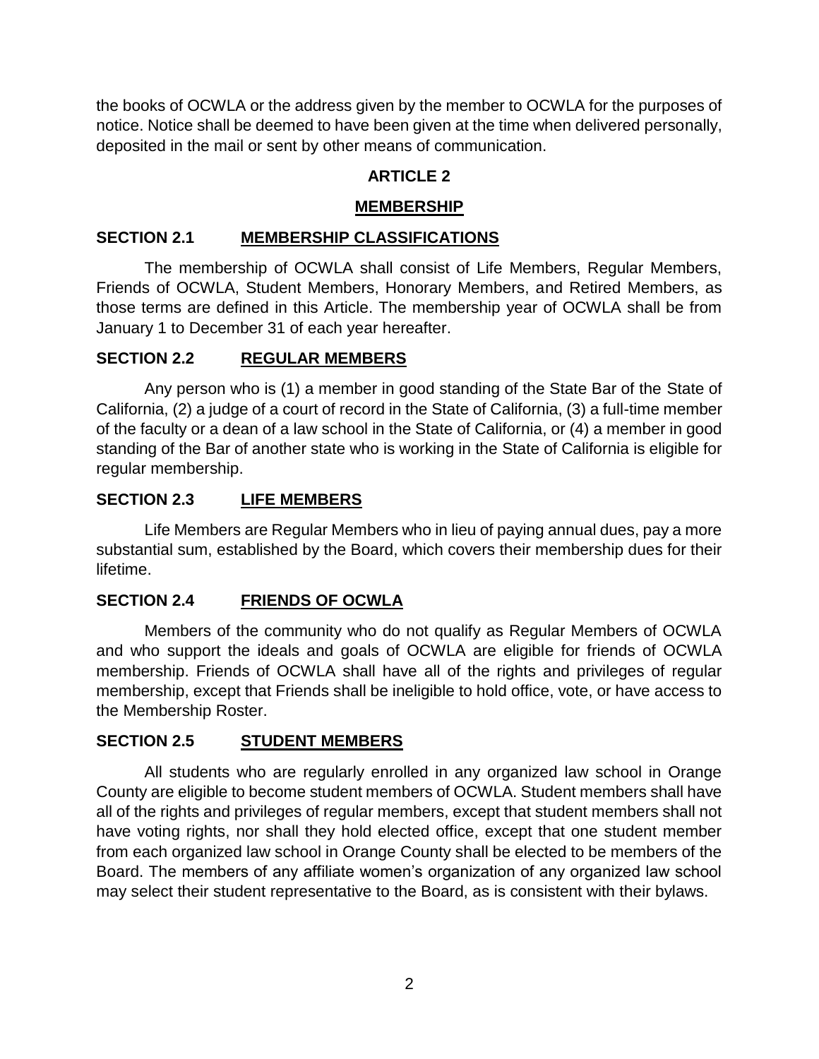the books of OCWLA or the address given by the member to OCWLA for the purposes of notice. Notice shall be deemed to have been given at the time when delivered personally, deposited in the mail or sent by other means of communication.

## ARTICLE 2

## MEMBERSHIP

### SECTION 2.1 MEMBERSHIP CLASSIFICATIONS

The membership of OCWLA shall consist of Life Members, Regular Members, Friends of OCWLA, Student Members, Honorary Members, and Retired Members, as those terms are defined in this Article. The membership year of OCWLA shall be from January 1 to December 31 of each year hereafter.

### SECTION 2.2 REGULAR MEMBERS

Any person who is (1) a member in good standing of the State Bar of the State of California, (2) a judge of a court of record in the State of California, (3) a full-time member of the faculty or a dean of a law school in the State of California, or (4) a member in good standing of the Bar of another state who is working in the State of California is eligible for regular membership.

### SECTION 2.3 LIFE MEMBERS

Life Members are Regular Members who in lieu of paying annual dues, pay a more substantial sum, established by the Board, which covers their membership dues for their lifetime.

### SECTION 2.4 FRIENDS OF OCWLA

Members of the community who do not qualify as Regular Members of OCWLA and who support the ideals and goals of OCWLA are eligible for friends of OCWLA membership. Friends of OCWLA shall have all of the rights and privileges of regular membership, except that Friends shall be ineligible to hold office, vote, or have access to the Membership Roster.

### SECTION 2.5 STUDENT MEMBERS

All students who are regularly enrolled in any organized law school in Orange County are eligible to become student members of OCWLA. Student members shall have all of the rights and privileges of regular members, except that student members shall not have voting rights, nor shall they hold elected office, except that one student member from each organized law school in Orange County shall be elected to be members of the Board. The members of any affiliate women's organization of any organized law school may select their student representative to the Board, as is consistent with their bylaws.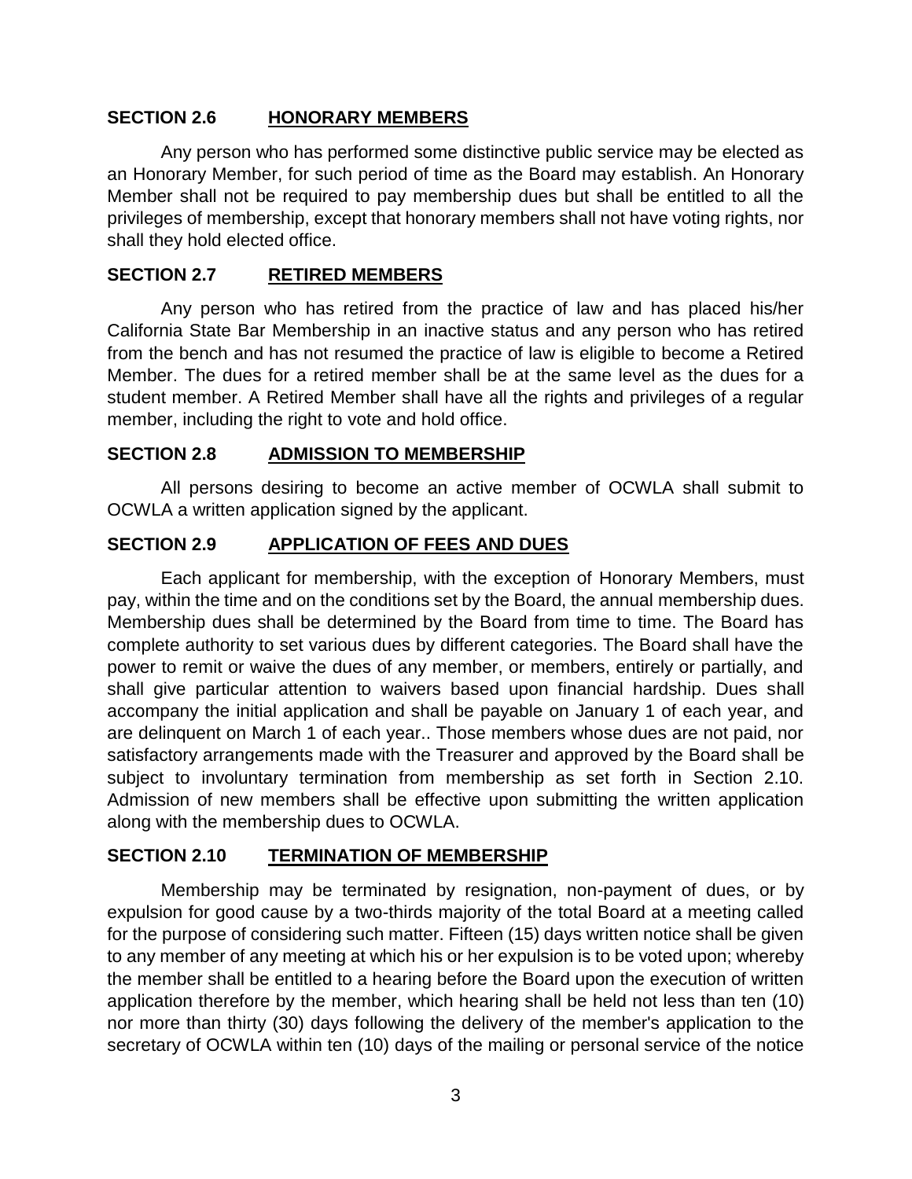## SECTION 2.6 HONORARY MEMBERS

Any person who has performed some distinctive public service may be elected as an Honorary Member, for such period of time as the Board may establish. An Honorary Member shall not be required to pay membership dues but shall be entitled to all the privileges of membership, except that honorary members shall not have voting rights, nor shall they hold elected office.

## SECTION 2.7 RETIRED MEMBERS

Any person who has retired from the practice of law and has placed his/her California State Bar Membership in an inactive status and any person who has retired from the bench and has not resumed the practice of law is eligible to become a Retired Member. The dues for a retired member shall be at the same level as the dues for a student member. A Retired Member shall have all the rights and privileges of a regular member, including the right to vote and hold office.

## SECTION 2.8 ADMISSION TO MEMBERSHIP

All persons desiring to become an active member of OCWLA shall submit to OCWLA a written application signed by the applicant.

## SECTION 2.9 APPLICATION OF FEES AND DUES

Each applicant for membership, with the exception of Honorary Members, must pay, within the time and on the conditions set by the Board, the annual membership dues. Membership dues shall be determined by the Board from time to time. The Board has complete authority to set various dues by different categories. The Board shall have the power to remit or waive the dues of any member, or members, entirely or partially, and shall give particular attention to waivers based upon financial hardship. Dues shall accompany the initial application and shall be payable on January 1 of each year, and are delinquent on March 1 of each year.. Those members whose dues are not paid, nor satisfactory arrangements made with the Treasurer and approved by the Board shall be subject to involuntary termination from membership as set forth in Section 2.10. Admission of new members shall be effective upon submitting the written application along with the membership dues to OCWLA.

## SECTION 2.10 TERMINATION OF MEMBERSHIP

Membership may be terminated by resignation, non-payment of dues, or by expulsion for good cause by a two-thirds majority of the total Board at a meeting called for the purpose of considering such matter. Fifteen (15) days written notice shall be given to any member of any meeting at which his or her expulsion is to be voted upon; whereby the member shall be entitled to a hearing before the Board upon the execution of written application therefore by the member, which hearing shall be held not less than ten (10) nor more than thirty (30) days following the delivery of the member's application to the secretary of OCWLA within ten (10) days of the mailing or personal service of the notice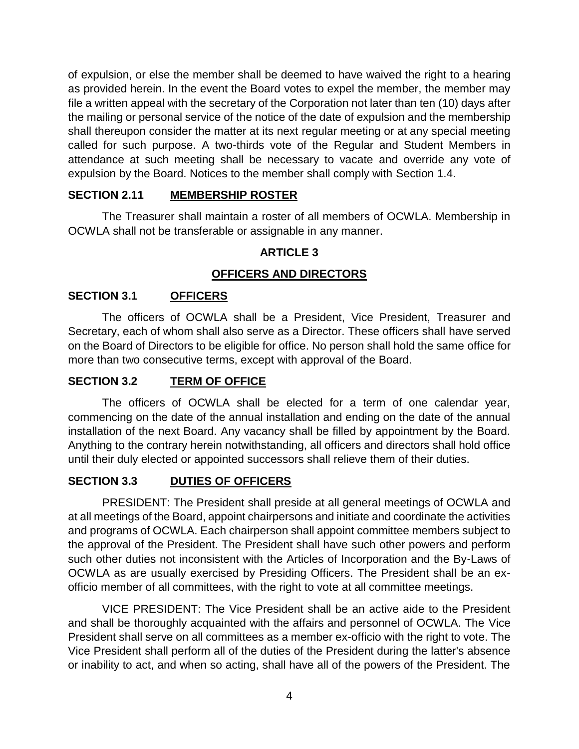of expulsion, or else the member shall be deemed to have waived the right to a hearing as provided herein. In the event the Board votes to expel the member, the member may file a written appeal with the secretary of the Corporation not later than ten (10) days after the mailing or personal service of the notice of the date of expulsion and the membership shall thereupon consider the matter at its next regular meeting or at any special meeting called for such purpose. A two-thirds vote of the Regular and Student Members in attendance at such meeting shall be necessary to vacate and override any vote of expulsion by the Board. Notices to the member shall comply with Section 1.4.

### SECTION 2.11 MEMBERSHIP ROSTER

The Treasurer shall maintain a roster of all members of OCWLA. Membership in OCWLA shall not be transferable or assignable in any manner.

## ARTICLE 3

## OFFICERS AND DIRECTORS

### SECTION 3.1 OFFICERS

The officers of OCWLA shall be a President, Vice President, Treasurer and Secretary, each of whom shall also serve as a Director. These officers shall have served on the Board of Directors to be eligible for office. No person shall hold the same office for more than two consecutive terms, except with approval of the Board.

### SECTION 3.2 TERM OF OFFICE

The officers of OCWLA shall be elected for a term of one calendar year, commencing on the date of the annual installation and ending on the date of the annual installation of the next Board. Any vacancy shall be filled by appointment by the Board. Anything to the contrary herein notwithstanding, all officers and directors shall hold office until their duly elected or appointed successors shall relieve them of their duties.

### SECTION 3.3 DUTIES OF OFFICERS

PRESIDENT: The President shall preside at all general meetings of OCWLA and at all meetings of the Board, appoint chairpersons and initiate and coordinate the activities and programs of OCWLA. Each chairperson shall appoint committee members subject to the approval of the President. The President shall have such other powers and perform such other duties not inconsistent with the Articles of Incorporation and the By-Laws of OCWLA as are usually exercised by Presiding Officers. The President shall be an ex-officio member of all committees, with the right to vote at all committee meetings.

VICE PRESIDENT: The Vice President shall be an active aide to the President and shall be thoroughly acquainted with the affairs and personnel of OCWLA. The Vice President shall serve on all committees as a member ex-officio with the right to vote. The Vice President shall perform all of the duties of the President during the latter's absence or inability to act, and when so acting, shall have all of the powers of the President. The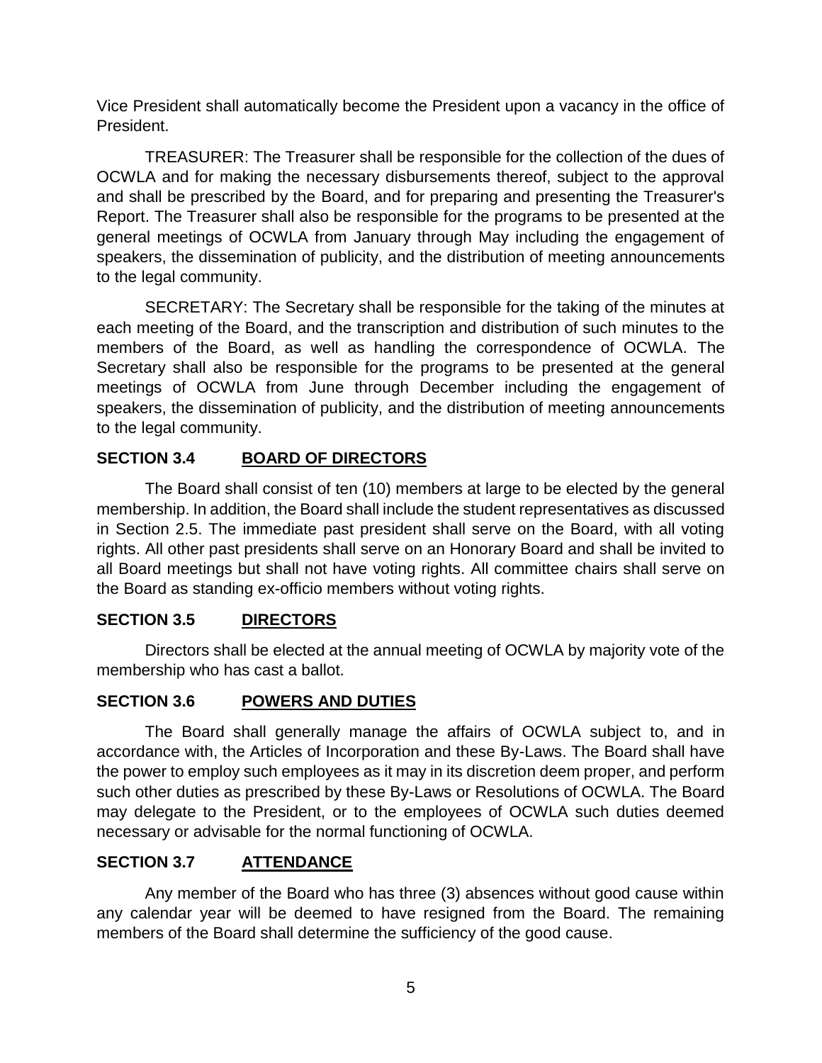Vice President shall automatically become the President upon a vacancy in the office of President.

TREASURER: The Treasurer shall be responsible for the collection of the dues of OCWLA and for making the necessary disbursements thereof, subject to the approval and shall be prescribed by the Board, and for preparing and presenting the Treasurer's Report. The Treasurer shall also be responsible for the programs to be presented at the general meetings of OCWLA from January through May including the engagement of speakers, the dissemination of publicity, and the distribution of meeting announcements to the legal community.

SECRETARY: The Secretary shall be responsible for the taking of the minutes at each meeting of the Board, and the transcription and distribution of such minutes to the members of the Board, as well as handling the correspondence of OCWLA. The Secretary shall also be responsible for the programs to be presented at the general meetings of OCWLA from June through December including the engagement of speakers, the dissemination of publicity, and the distribution of meeting announcements to the legal community.

## SECTION 3.4 BOARD OF DIRECTORS

The Board shall consist of ten (10) members at large to be elected by the general membership. In addition, the Board shall include the student representatives as discussed in Section 2.5. The immediate past president shall serve on the Board, with all voting rights. All other past presidents shall serve on an Honorary Board and shall be invited to all Board meetings but shall not have voting rights. All committee chairs shall serve on the Board as standing ex-officio members without voting rights.

## SECTION 3.5 DIRECTORS

Directors shall be elected at the annual meeting of OCWLA by majority vote of the membership who has cast a ballot.

## SECTION 3.6 POWERS AND DUTIES

The Board shall generally manage the affairs of OCWLA subject to, and in accordance with, the Articles of Incorporation and these By-Laws. The Board shall have the power to employ such employees as it may in its discretion deem proper, and perform such other duties as prescribed by these By-Laws or Resolutions of OCWLA. The Board may delegate to the President, or to the employees of OCWLA such duties deemed necessary or advisable for the normal functioning of OCWLA.

## SECTION 3.7 ATTENDANCE

Any member of the Board who has three (3) absences without good cause within any calendar year will be deemed to have resigned from the Board. The remaining members of the Board shall determine the sufficiency of the good cause.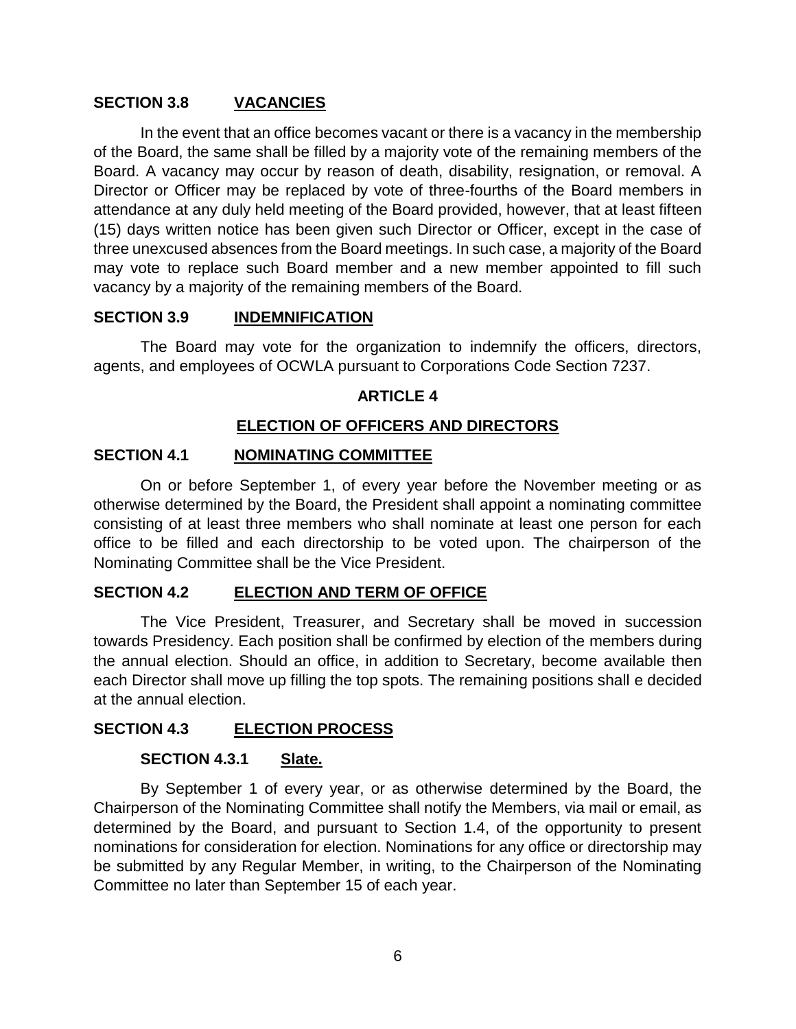### SECTION 3.8 VACANCIES

In the event that an office becomes vacant or there is a vacancy in the membership of the Board, the same shall be filled by a majority vote of the remaining members of the Board. A vacancy may occur by reason of death, disability, resignation, or removal. A Director or Officer may be replaced by vote of three-fourths of the Board members in attendance at any duly held meeting of the Board provided, however, that at least fifteen (15) days written notice has been given such Director or Officer, except in the case of three unexcused absences from the Board meetings. In such case, a majority of the Board may vote to replace such Board member and a new member appointed to fill such vacancy by a majority of the remaining members of the Board.

### SECTION 3.9 INDEMNIFICATION

The Board may vote for the organization to indemnify the officers, directors, agents, and employees of OCWLA pursuant to Corporations Code Section 7237.

## ARTICLE 4

## ELECTION OF OFFICERS AND DIRECTORS

### SECTION 4.1 NOMINATING COMMITTEE

On or before September 1, of every year before the November meeting or as otherwise determined by the Board, the President shall appoint a nominating committee consisting of at least three members who shall nominate at least one person for each office to be filled and each directorship to be voted upon. The chairperson of the Nominating Committee shall be the Vice President.

### SECTION 4.2 ELECTION AND TERM OF OFFICE

The Vice President, Treasurer, and Secretary shall be moved in succession towards Presidency. Each position shall be confirmed by election of the members during the annual election. Should an office, in addition to Secretary, become available then each Director shall move up filling the top spots. The remaining positions shall e decided at the annual election.

### SECTION 4.3 ELECTION PROCESS

#### SECTION 4.3.1 Slate.

By September 1 of every year, or as otherwise determined by the Board, the Chairperson of the Nominating Committee shall notify the Members, via mail or email, as determined by the Board, and pursuant to Section 1.4, of the opportunity to present nominations for consideration for election. Nominations for any office or directorship may be submitted by any Regular Member, in writing, to the Chairperson of the Nominating Committee no later than September 15 of each year.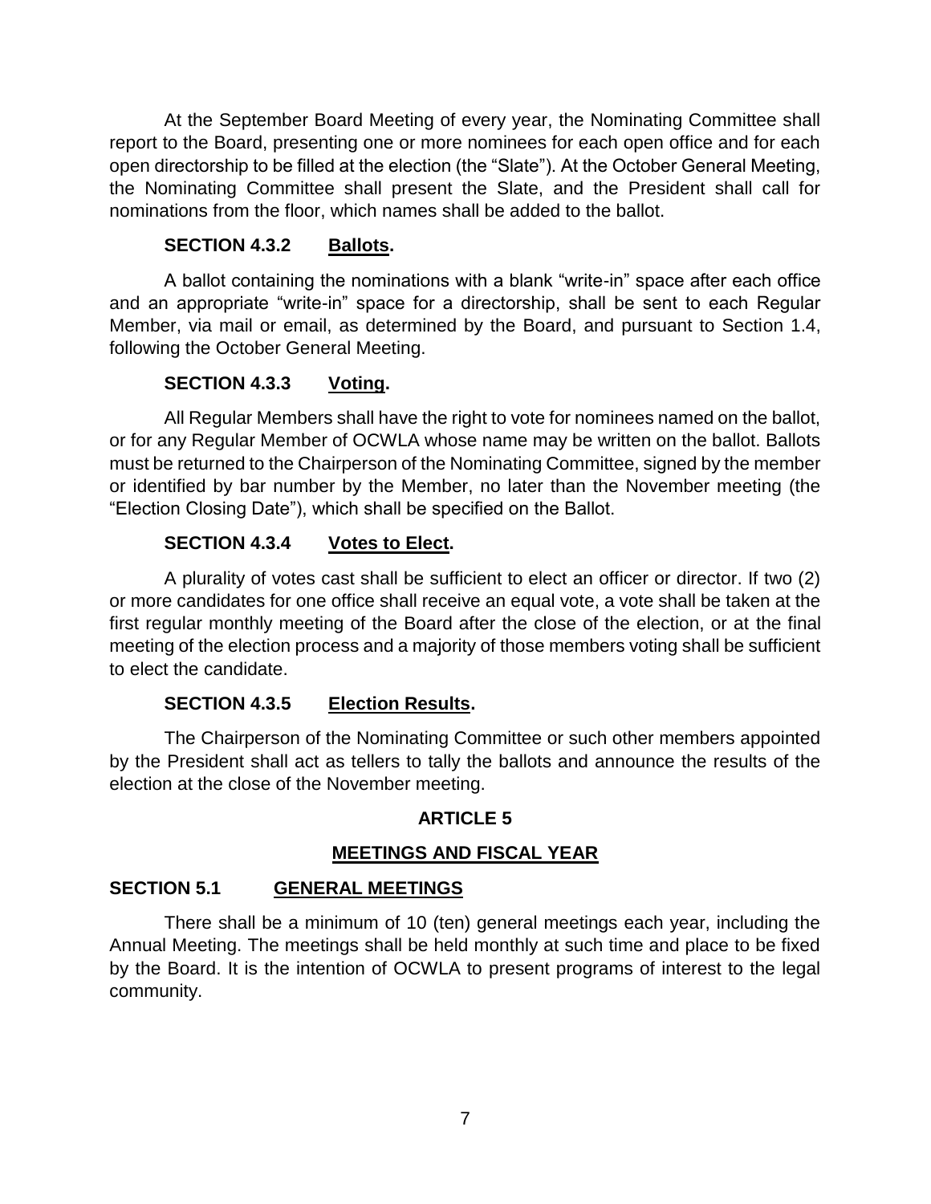At the September Board Meeting of every year, the Nominating Committee shall report to the Board, presenting one or more nominees for each open office and for each open directorship to be filled at the election (the "Slate"). At the October General Meeting, the Nominating Committee shall present the Slate, and the President shall call for nominations from the floor, which names shall be added to the ballot.

#### SECTION 4.3.2 Ballots.

A ballot containing the nominations with a blank "write-in" space after each office and an appropriate "write-in" space for a directorship, shall be sent to each Regular Member, via mail or email, as determined by the Board, and pursuant to Section 1.4, following the October General Meeting.

#### SECTION 4.3.3 Voting.

All Regular Members shall have the right to vote for nominees named on the ballot, or for any Regular Member of OCWLA whose name may be written on the ballot. Ballots must be returned to the Chairperson of the Nominating Committee, signed by the member or identified by bar number by the Member, no later than the November meeting (the "Election Closing Date"), which shall be specified on the Ballot.

#### SECTION 4.3.4 Votes to Elect.

A plurality of votes cast shall be sufficient to elect an officer or director. If two (2) or more candidates for one office shall receive an equal vote, a vote shall be taken at the first regular monthly meeting of the Board after the close of the election, or at the final meeting of the election process and a majority of those members voting shall be sufficient to elect the candidate.

#### SECTION 4.3.5 Election Results.

The Chairperson of the Nominating Committee or such other members appointed by the President shall act as tellers to tally the ballots and announce the results of the election at the close of the November meeting.

## ARTICLE 5

## MEETINGS AND FISCAL YEAR

### SECTION 5.1 GENERAL MEETINGS

There shall be a minimum of 10 (ten) general meetings each year, including the Annual Meeting. The meetings shall be held monthly at such time and place to be fixed by the Board. It is the intention of OCWLA to present programs of interest to the legal community.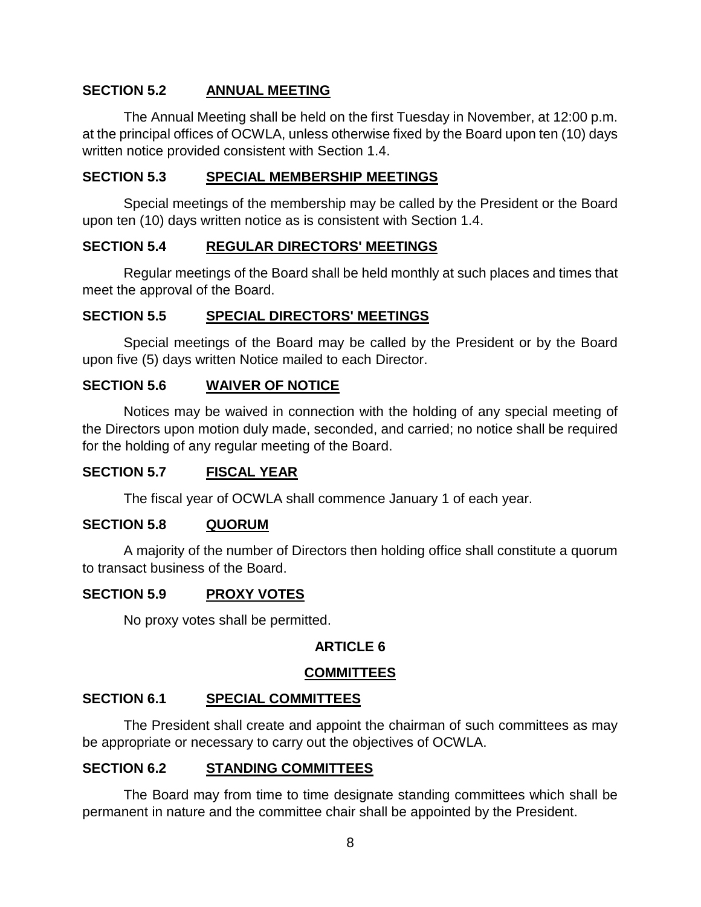### SECTION 5.2 ANNUAL MEETING

The Annual Meeting shall be held on the first Tuesday in November, at 12:00 p.m. at the principal offices of OCWLA, unless otherwise fixed by the Board upon ten (10) days written notice provided consistent with Section 1.4.

### SECTION 5.3 SPECIAL MEMBERSHIP MEETINGS

Special meetings of the membership may be called by the President or the Board upon ten (10) days written notice as is consistent with Section 1.4.

### SECTION 5.4 REGULAR DIRECTORS' MEETINGS

Regular meetings of the Board shall be held monthly at such places and times that meet the approval of the Board.

### SECTION 5.5 SPECIAL DIRECTORS' MEETINGS

Special meetings of the Board may be called by the President or by the Board upon five (5) days written Notice mailed to each Director.

### SECTION 5.6 WAIVER OF NOTICE

Notices may be waived in connection with the holding of any special meeting of the Directors upon motion duly made, seconded, and carried; no notice shall be required for the holding of any regular meeting of the Board.

### SECTION 5.7 FISCAL YEAR

The fiscal year of OCWLA shall commence January 1 of each year.

### SECTION 5.8 QUORUM

A majority of the number of Directors then holding office shall constitute a quorum to transact business of the Board.

### SECTION 5.9 PROXY VOTES

No proxy votes shall be permitted.

## ARTICLE 6

## COMMITTEES

### SECTION 6.1 SPECIAL COMMITTEES

The President shall create and appoint the chairman of such committees as may be appropriate or necessary to carry out the objectives of OCWLA.

### SECTION 6.2 STANDING COMMITTEES

The Board may from time to time designate standing committees which shall be permanent in nature and the committee chair shall be appointed by the President.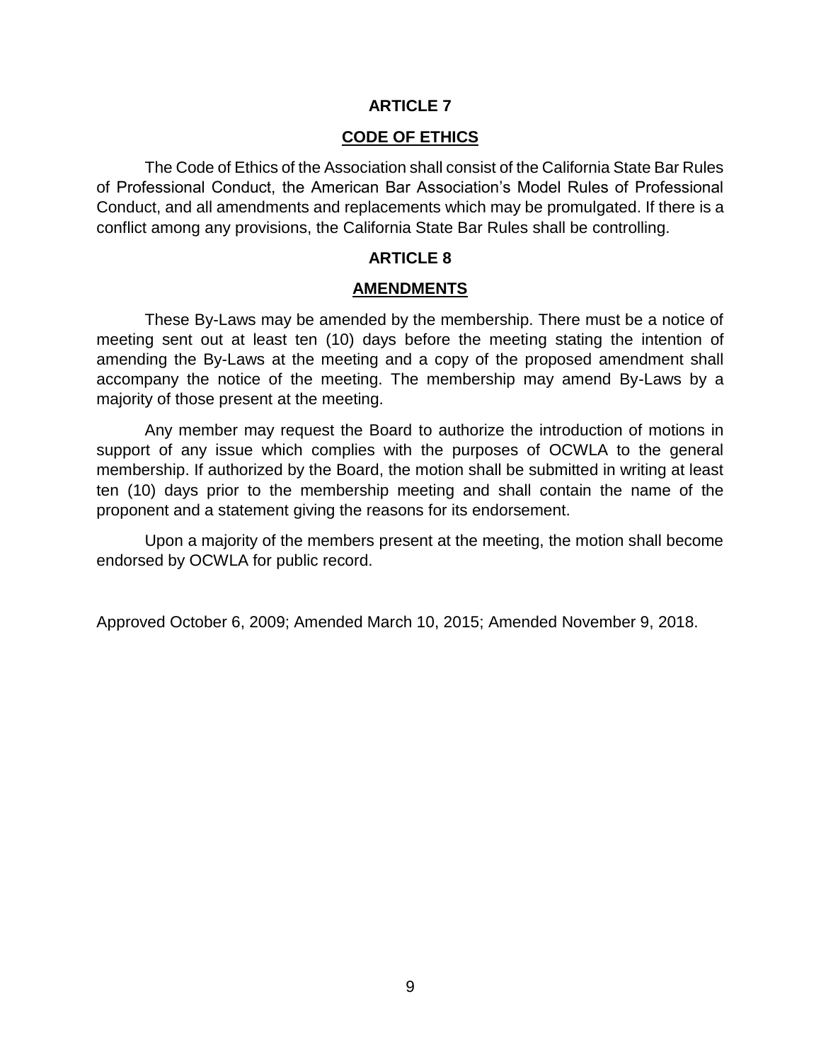## ARTICLE 7

## CODE OF ETHICS

The Code of Ethics of the Association shall consist of the California State Bar Rules of Professional Conduct, the American Bar Association's Model Rules of Professional Conduct, and all amendments and replacements which may be promulgated. If there is a conflict among any provisions, the California State Bar Rules shall be controlling.

## ARTICLE 8

## AMENDMENTS

These By-Laws may be amended by the membership. There must be a notice of meeting sent out at least ten (10) days before the meeting stating the intention of amending the By-Laws at the meeting and a copy of the proposed amendment shall accompany the notice of the meeting. The membership may amend By-Laws by a majority of those present at the meeting.

Any member may request the Board to authorize the introduction of motions in support of any issue which complies with the purposes of OCWLA to the general membership. If authorized by the Board, the motion shall be submitted in writing at least ten (10) days prior to the membership meeting and shall contain the name of the proponent and a statement giving the reasons for its endorsement.

Upon a majority of the members present at the meeting, the motion shall become endorsed by OCWLA for public record.

Approved October 6, 2009; Amended March 10, 2015; Amended November 9, 2018.